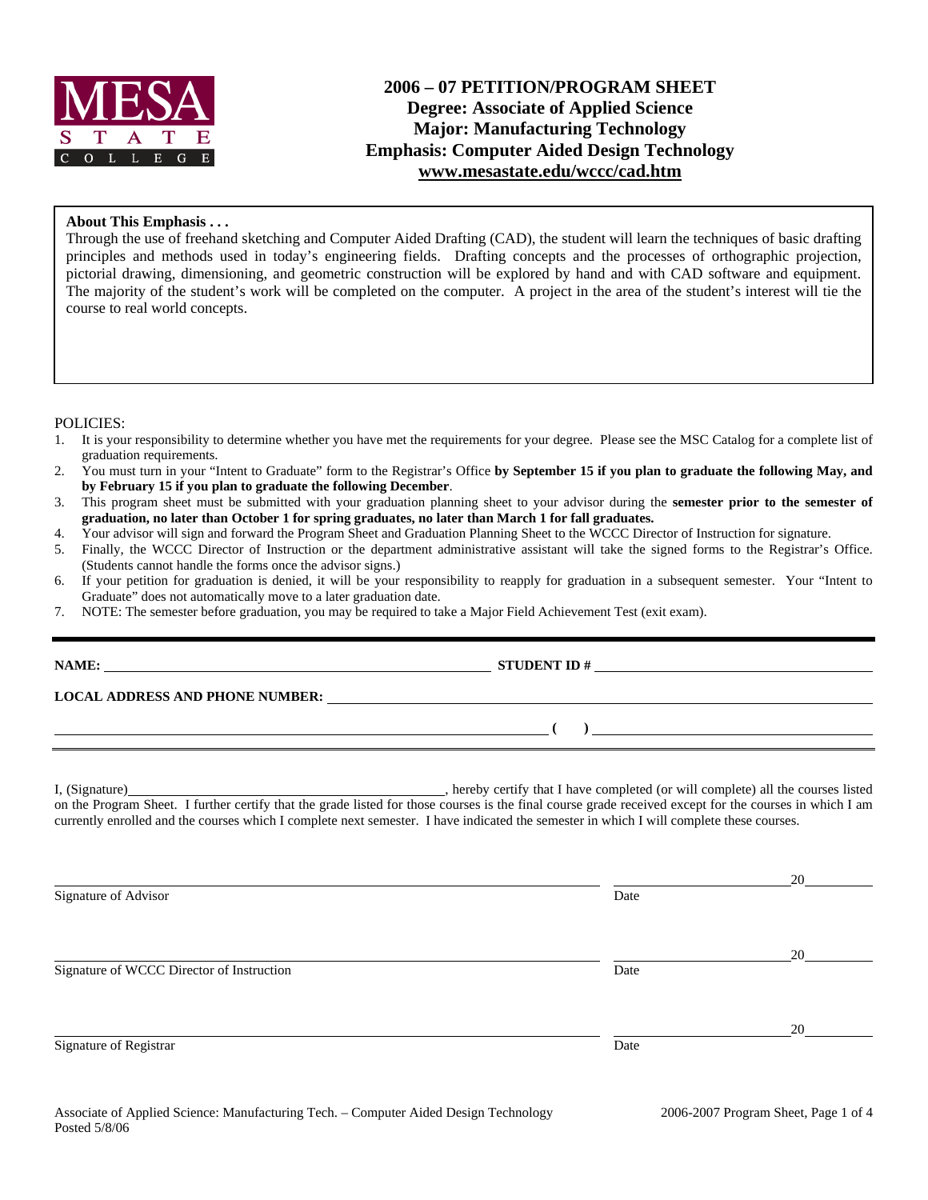MESA STATE COLLEGE

# 2006 – 07 PETITION/PROGRAM SHEET
## Degree: Associate of Applied Science
## Major: Manufacturing Technology
## Emphasis: Computer Aided Design Technology
## www.mesastate.edu/wccc/cad.htm

**About This Emphasis . . .**
Through the use of freehand sketching and Computer Aided Drafting (CAD), the student will learn the techniques of basic drafting principles and methods used in today's engineering fields. Drafting concepts and the processes of orthographic projection, pictorial drawing, dimensioning, and geometric construction will be explored by hand and with CAD software and equipment. The majority of the student's work will be completed on the computer. A project in the area of the student's interest will tie the course to real world concepts.

POLICIES:

1. It is your responsibility to determine whether you have met the requirements for your degree. Please see the MSC Catalog for a complete list of graduation requirements.
2. You must turn in your "Intent to Graduate" form to the Registrar's Office **by September 15 if you plan to graduate the following May, and by February 15 if you plan to graduate the following December**.
3. This program sheet must be submitted with your graduation planning sheet to your advisor during the **semester prior to the semester of graduation, no later than October 1 for spring graduates, no later than March 1 for fall graduates.**
4. Your advisor will sign and forward the Program Sheet and Graduation Planning Sheet to the WCCC Director of Instruction for signature.
5. Finally, the WCCC Director of Instruction or the department administrative assistant will take the signed forms to the Registrar's Office. (Students cannot handle the forms once the advisor signs.)
6. If your petition for graduation is denied, it will be your responsibility to reapply for graduation in a subsequent semester. Your "Intent to Graduate" does not automatically move to a later graduation date.
7. NOTE: The semester before graduation, you may be required to take a Major Field Achievement Test (exit exam).

---

**NAME:** ______________________________ **STUDENT ID #** ______________________________

**LOCAL ADDRESS AND PHONE NUMBER:** ____________________________________________

____________________________________________ **( )** ______________________________

---

I, (Signature)______________________________, hereby certify that I have completed (or will complete) all the courses listed on the Program Sheet. I further certify that the grade listed for those courses is the final course grade received except for the courses in which I am currently enrolled and the courses which I complete next semester. I have indicated the semester in which I will complete these courses.

______________________________________________ ____________________20________
Signature of Advisor Date

______________________________________________ ____________________20________
Signature of WCCC Director of Instruction Date

______________________________________________ ____________________20________
Signature of Registrar Date

Associate of Applied Science: Manufacturing Tech. – Computer Aided Design Technology
Posted 5/8/06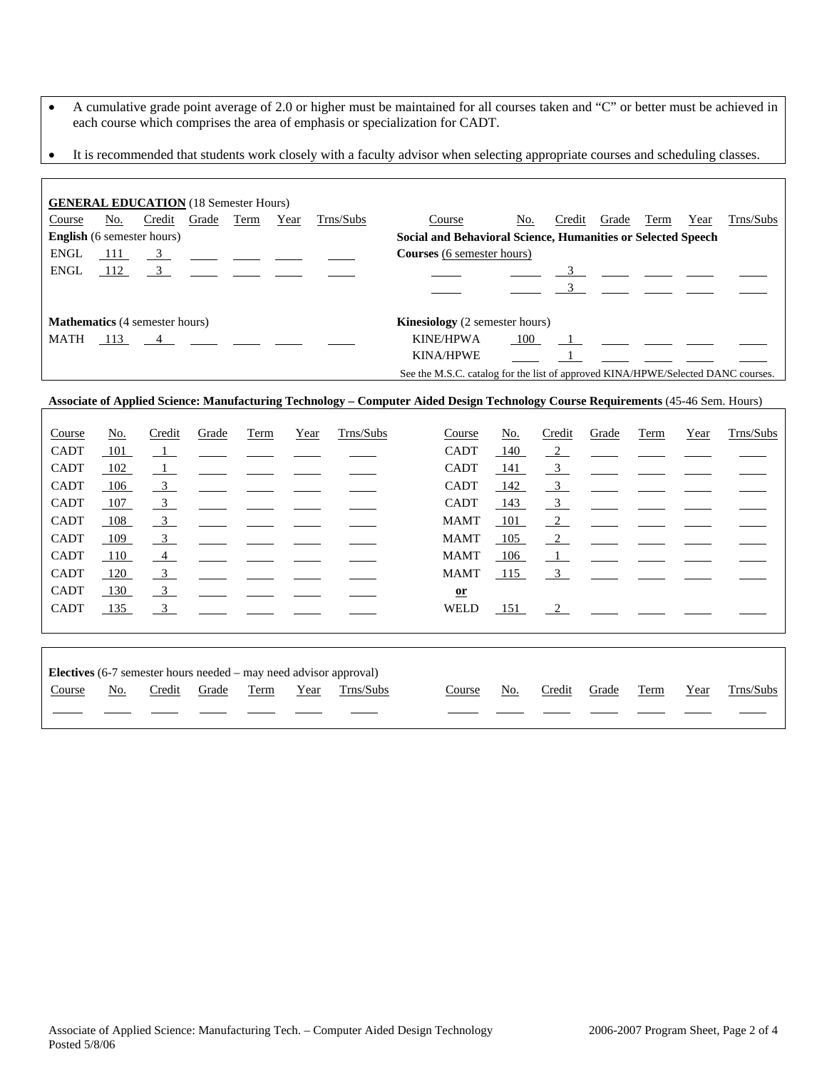- A cumulative grade point average of 2.0 or higher must be maintained for all courses taken and "C" or better must be achieved in each course which comprises the area of emphasis or specialization for CADT.
- It is recommended that students work closely with a faculty advisor when selecting appropriate courses and scheduling classes.

**GENERAL EDUCATION** (18 Semester Hours)

| Course | No. | Credit | Grade | Term | Year | Trns/Subs | Course | No. | Credit | Grade | Term | Year | Trns/Subs |
|---|---|---|---|---|---|---|---|---|---|---|---|---|---|
| **English** (6 semester hours) | | | | | | | **Social and Behavioral Science, Humanities or Selected Speech Courses** (6 semester hours) | | | | | | |
| ENGL | 111 | 3 | | | | | | | 3 | | | | |
| ENGL | 112 | 3 | | | | | | | 3 | | | | |
| **Mathematics** (4 semester hours) | | | | | | | **Kinesiology** (2 semester hours) | | | | | | |
| MATH | 113 | 4 | | | | | KINE/HPWA | 100 | 1 | | | | |
| | | | | | | | KINA/HPWE | | 1 | | | | |

See the M.S.C. catalog for the list of approved KINA/HPWE/Selected DANC courses.

**Associate of Applied Science: Manufacturing Technology – Computer Aided Design Technology Course Requirements** (45-46 Sem. Hours)

| Course | No. | Credit | Grade | Term | Year | Trns/Subs | Course | No. | Credit | Grade | Term | Year | Trns/Subs |
|---|---|---|---|---|---|---|---|---|---|---|---|---|---|
| CADT | 101 | 1 | | | | | CADT | 140 | 2 | | | | |
| CADT | 102 | 1 | | | | | CADT | 141 | 3 | | | | |
| CADT | 106 | 3 | | | | | CADT | 142 | 3 | | | | |
| CADT | 107 | 3 | | | | | CADT | 143 | 3 | | | | |
| CADT | 108 | 3 | | | | | MAMT | 101 | 2 | | | | |
| CADT | 109 | 3 | | | | | MAMT | 105 | 2 | | | | |
| CADT | 110 | 4 | | | | | MAMT | 106 | 1 | | | | |
| CADT | 120 | 3 | | | | | MAMT | 115 | 3 | | | | |
| CADT | 130 | 3 | | | | | **or** | | | | | | |
| CADT | 135 | 3 | | | | | WELD | 151 | 2 | | | | |

**Electives** (6-7 semester hours needed – may need advisor approval)

| Course | No. | Credit | Grade | Term | Year | Trns/Subs | Course | No. | Credit | Grade | Term | Year | Trns/Subs |
|---|---|---|---|---|---|---|---|---|---|---|---|---|---|
| | | | | | | | | | | | | | |

Associate of Applied Science: Manufacturing Tech. – Computer Aided Design Technology
Posted 5/8/06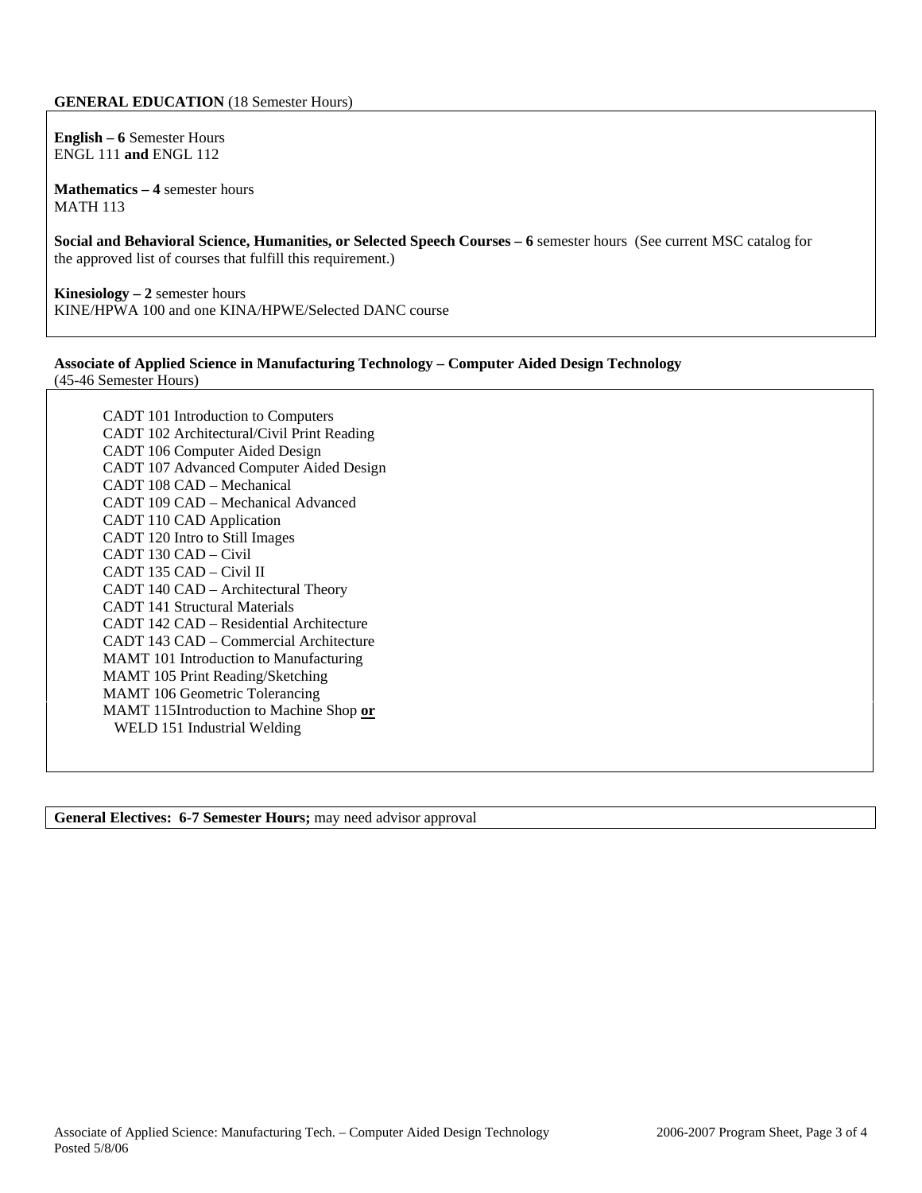**GENERAL EDUCATION** (18 Semester Hours)

**English – 6** Semester Hours
ENGL 111 **and** ENGL 112

**Mathematics – 4** semester hours
MATH 113

**Social and Behavioral Science, Humanities, or Selected Speech Courses – 6** semester hours (See current MSC catalog for the approved list of courses that fulfill this requirement.)

**Kinesiology – 2** semester hours
KINE/HPWA 100 and one KINA/HPWE/Selected DANC course

**Associate of Applied Science in Manufacturing Technology – Computer Aided Design Technology**
(45-46 Semester Hours)

CADT 101 Introduction to Computers
CADT 102 Architectural/Civil Print Reading
CADT 106 Computer Aided Design
CADT 107 Advanced Computer Aided Design
CADT 108 CAD – Mechanical
CADT 109 CAD – Mechanical Advanced
CADT 110 CAD Application
CADT 120 Intro to Still Images
CADT 130 CAD – Civil
CADT 135 CAD – Civil II
CADT 140 CAD – Architectural Theory
CADT 141 Structural Materials
CADT 142 CAD – Residential Architecture
CADT 143 CAD – Commercial Architecture
MAMT 101 Introduction to Manufacturing
MAMT 105 Print Reading/Sketching
MAMT 106 Geometric Tolerancing
MAMT 115Introduction to Machine Shop **or**
WELD 151 Industrial Welding

**General Electives: 6-7 Semester Hours;** may need advisor approval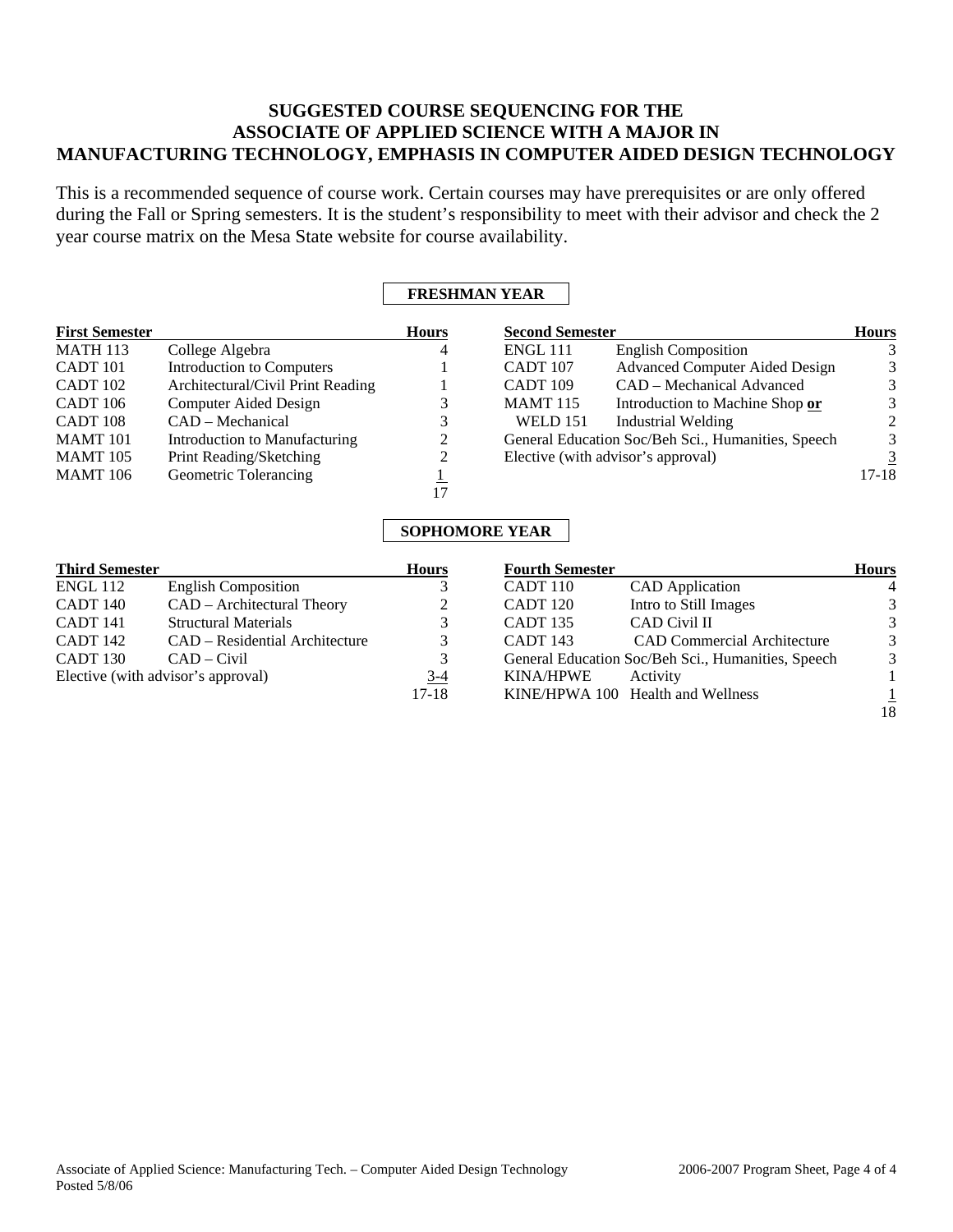# SUGGESTED COURSE SEQUENCING FOR THE ASSOCIATE OF APPLIED SCIENCE WITH A MAJOR IN MANUFACTURING TECHNOLOGY, EMPHASIS IN COMPUTER AIDED DESIGN TECHNOLOGY

This is a recommended sequence of course work. Certain courses may have prerequisites or are only offered during the Fall or Spring semesters. It is the student's responsibility to meet with their advisor and check the 2 year course matrix on the Mesa State website for course availability.

## FRESHMAN YEAR

| First Semester | | Hours |
|---|---|---|
| MATH 113 | College Algebra | 4 |
| CADT 101 | Introduction to Computers | 1 |
| CADT 102 | Architectural/Civil Print Reading | 1 |
| CADT 106 | Computer Aided Design | 3 |
| CADT 108 | CAD – Mechanical | 3 |
| MAMT 101 | Introduction to Manufacturing | 2 |
| MAMT 105 | Print Reading/Sketching | 2 |
| MAMT 106 | Geometric Tolerancing | 1 |
| | | 17 |

| Second Semester | | Hours |
|---|---|---|
| ENGL 111 | English Composition | 3 |
| CADT 107 | Advanced Computer Aided Design | 3 |
| CADT 109 | CAD – Mechanical Advanced | 3 |
| MAMT 115 | Introduction to Machine Shop **or** | 3 |
| WELD 151 | Industrial Welding | 2 |
| General Education Soc/Beh Sci., Humanities, Speech | | 3 |
| Elective (with advisor's approval) | | 3 |
| | | 17-18 |

## SOPHOMORE YEAR

| Third Semester | | Hours |
|---|---|---|
| ENGL 112 | English Composition | 3 |
| CADT 140 | CAD – Architectural Theory | 2 |
| CADT 141 | Structural Materials | 3 |
| CADT 142 | CAD – Residential Architecture | 3 |
| CADT 130 | CAD – Civil | 3 |
| Elective (with advisor's approval) | | 3-4 |
| | | 17-18 |

| Fourth Semester | | Hours |
|---|---|---|
| CADT 110 | CAD Application | 4 |
| CADT 120 | Intro to Still Images | 3 |
| CADT 135 | CAD Civil II | 3 |
| CADT 143 | CAD Commercial Architecture | 3 |
| General Education Soc/Beh Sci., Humanities, Speech | | 3 |
| KINA/HPWE | Activity | 1 |
| KINE/HPWA 100 | Health and Wellness | 1 |
| | | 18 |